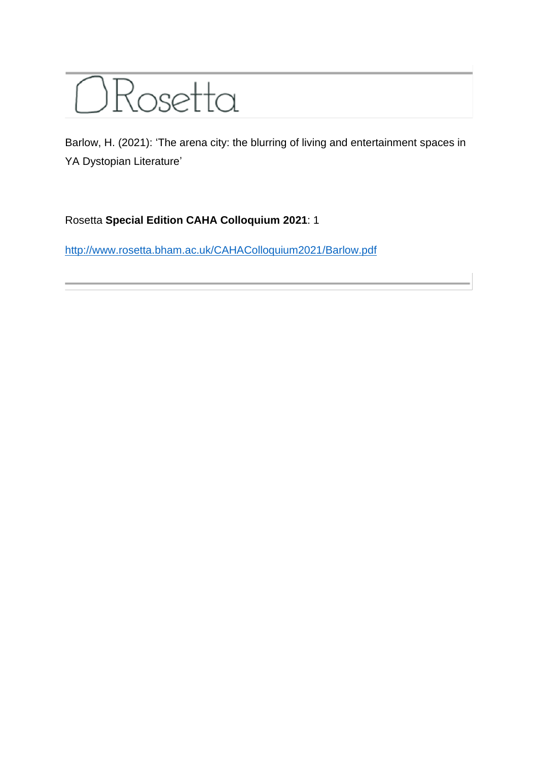# Rosetta

Barlow, H. (2021): 'The arena city: the blurring of living and entertainment spaces in YA Dystopian Literature'

Rosetta **Special Edition CAHA Colloquium 2021**: 1

http://www.rosetta.bham.ac.uk/CAHAColloquium2021/Barlow.pdf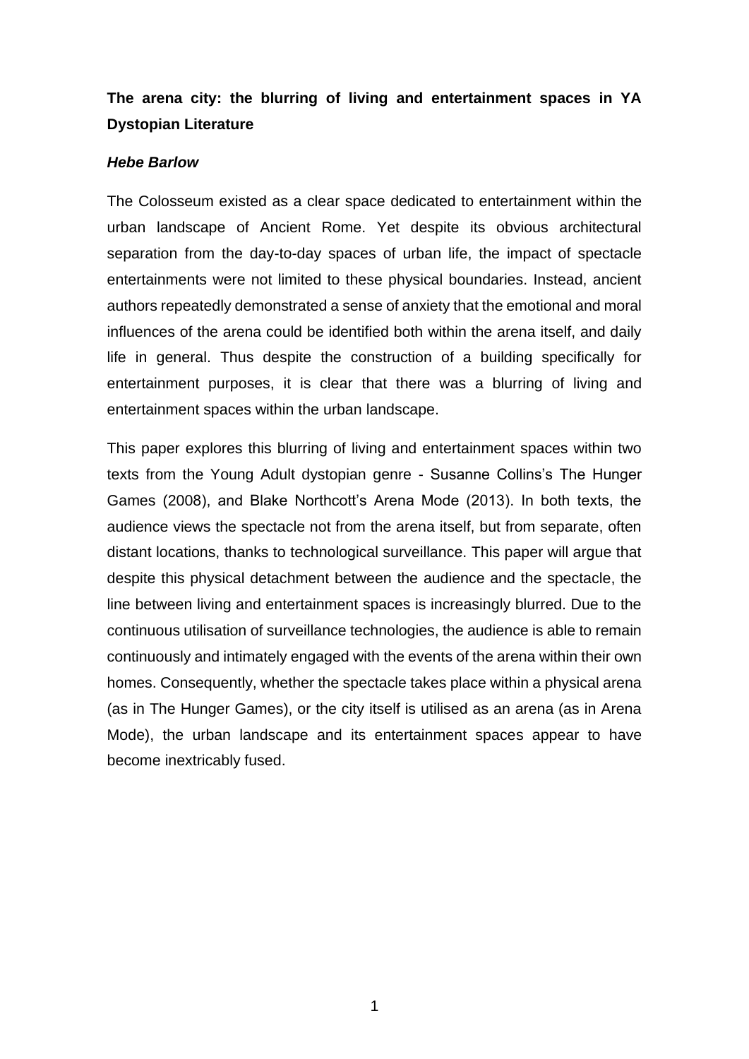**The arena city: the blurring of living and entertainment spaces in YA Dystopian Literature**

***Hebe Barlow***

The Colosseum existed as a clear space dedicated to entertainment within the urban landscape of Ancient Rome. Yet despite its obvious architectural separation from the day-to-day spaces of urban life, the impact of spectacle entertainments were not limited to these physical boundaries. Instead, ancient authors repeatedly demonstrated a sense of anxiety that the emotional and moral influences of the arena could be identified both within the arena itself, and daily life in general. Thus despite the construction of a building specifically for entertainment purposes, it is clear that there was a blurring of living and entertainment spaces within the urban landscape.

This paper explores this blurring of living and entertainment spaces within two texts from the Young Adult dystopian genre - Susanne Collins's The Hunger Games (2008), and Blake Northcott's Arena Mode (2013). In both texts, the audience views the spectacle not from the arena itself, but from separate, often distant locations, thanks to technological surveillance. This paper will argue that despite this physical detachment between the audience and the spectacle, the line between living and entertainment spaces is increasingly blurred. Due to the continuous utilisation of surveillance technologies, the audience is able to remain continuously and intimately engaged with the events of the arena within their own homes. Consequently, whether the spectacle takes place within a physical arena (as in The Hunger Games), or the city itself is utilised as an arena (as in Arena Mode), the urban landscape and its entertainment spaces appear to have become inextricably fused.